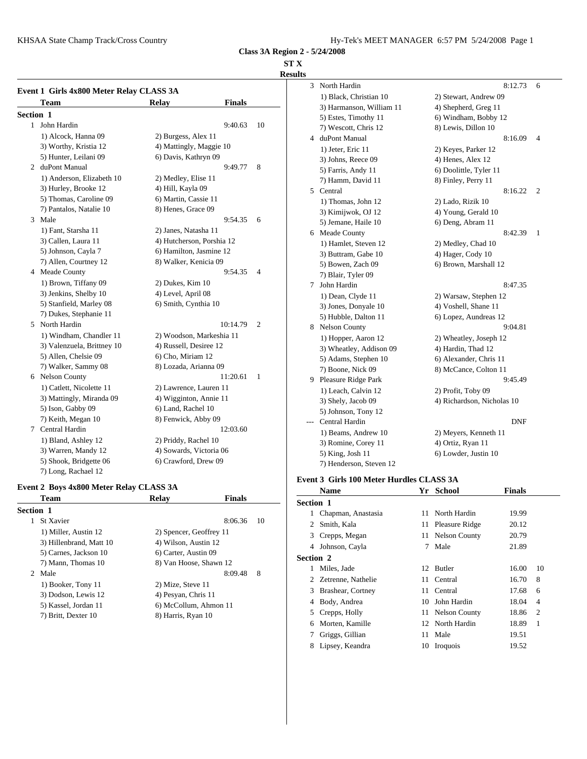**Class 3A Region 2 - 5/24/2008**

**ST X**

**Results**

### Event 1 Girls 4x800 Meter Relay CLASS 3A

| | Team | Relay | Finals | |
|---|---|---|---|---|
| **Section 1** | | | | |
| 1 | John Hardin | | 9:40.63 | 10 |
| | 1) Alcock, Hanna 09 | 2) Burgess, Alex 11 | | |
| | 3) Worthy, Kristia 12 | 4) Mattingly, Maggie 10 | | |
| | 5) Hunter, Leilani 09 | 6) Davis, Kathryn 09 | | |
| 2 | duPont Manual | | 9:49.77 | 8 |
| | 1) Anderson, Elizabeth 10 | 2) Medley, Elise 11 | | |
| | 3) Hurley, Brooke 12 | 4) Hill, Kayla 09 | | |
| | 5) Thomas, Caroline 09 | 6) Martin, Cassie 11 | | |
| | 7) Pantalos, Natalie 10 | 8) Henes, Grace 09 | | |
| 3 | Male | | 9:54.35 | 6 |
| | 1) Fant, Starsha 11 | 2) Janes, Natasha 11 | | |
| | 3) Callen, Laura 11 | 4) Hutcherson, Porshia 12 | | |
| | 5) Johnson, Cayla 7 | 6) Hamilton, Jasmine 12 | | |
| | 7) Allen, Courtney 12 | 8) Walker, Kenicia 09 | | |
| 4 | Meade County | | 9:54.35 | 4 |
| | 1) Brown, Tiffany 09 | 2) Dukes, Kim 10 | | |
| | 3) Jenkins, Shelby 10 | 4) Level, April 08 | | |
| | 5) Stanfield, Marley 08 | 6) Smith, Cynthia 10 | | |
| | 7) Dukes, Stephanie 11 | | | |
| 5 | North Hardin | | 10:14.79 | 2 |
| | 1) Windham, Chandler 11 | 2) Woodson, Markeshia 11 | | |
| | 3) Valenzuela, Brittney 10 | 4) Russell, Desiree 12 | | |
| | 5) Allen, Chelsie 09 | 6) Cho, Miriam 12 | | |
| | 7) Walker, Sammy 08 | 8) Lozada, Arianna 09 | | |
| 6 | Nelson County | | 11:20.61 | 1 |
| | 1) Catlett, Nicolette 11 | 2) Lawrence, Lauren 11 | | |
| | 3) Mattingly, Miranda 09 | 4) Wigginton, Annie 11 | | |
| | 5) Ison, Gabby 09 | 6) Land, Rachel 10 | | |
| | 7) Keith, Megan 10 | 8) Fenwick, Abby 09 | | |
| 7 | Central Hardin | | 12:03.60 | |
| | 1) Bland, Ashley 12 | 2) Priddy, Rachel 10 | | |
| | 3) Warren, Mandy 12 | 4) Sowards, Victoria 06 | | |
| | 5) Shook, Bridgette 06 | 6) Crawford, Drew 09 | | |
| | 7) Long, Rachael 12 | | | |

### Event 2 Boys 4x800 Meter Relay CLASS 3A

| | Team | Relay | Finals | |
|---|---|---|---|---|
| **Section 1** | | | | |
| 1 | St Xavier | | 8:06.36 | 10 |
| | 1) Miller, Austin 12 | 2) Spencer, Geoffrey 11 | | |
| | 3) Hillenbrand, Matt 10 | 4) Wilson, Austin 12 | | |
| | 5) Carnes, Jackson 10 | 6) Carter, Austin 09 | | |
| | 7) Mann, Thomas 10 | 8) Van Hoose, Shawn 12 | | |
| 2 | Male | | 8:09.48 | 8 |
| | 1) Booker, Tony 11 | 2) Mize, Steve 11 | | |
| | 3) Dodson, Lewis 12 | 4) Pesyan, Chris 11 | | |
| | 5) Kassel, Jordan 11 | 6) McCollum, Ahmon 11 | | |
| | 7) Britt, Dexter 10 | 8) Harris, Ryan 10 | | |
| 3 | North Hardin | | 8:12.73 | 6 |
| | 1) Black, Christian 10 | 2) Stewart, Andrew 09 | | |
| | 3) Harmanson, William 11 | 4) Shepherd, Greg 11 | | |
| | 5) Estes, Timothy 11 | 6) Windham, Bobby 12 | | |
| | 7) Wescott, Chris 12 | 8) Lewis, Dillon 10 | | |
| 4 | duPont Manual | | 8:16.09 | 4 |
| | 1) Jeter, Eric 11 | 2) Keyes, Parker 12 | | |
| | 3) Johns, Reece 09 | 4) Henes, Alex 12 | | |
| | 5) Farris, Andy 11 | 6) Doolittle, Tyler 11 | | |
| | 7) Hamm, David 11 | 8) Finley, Perry 11 | | |
| 5 | Central | | 8:16.22 | 2 |
| | 1) Thomas, John 12 | 2) Lado, Rizik 10 | | |
| | 3) Kimijwok, OJ 12 | 4) Young, Gerald 10 | | |
| | 5) Jemane, Haile 10 | 6) Deng, Abram 11 | | |
| 6 | Meade County | | 8:42.39 | 1 |
| | 1) Hamlet, Steven 12 | 2) Medley, Chad 10 | | |
| | 3) Buttram, Gabe 10 | 4) Hager, Cody 10 | | |
| | 5) Bowen, Zach 09 | 6) Brown, Marshall 12 | | |
| | 7) Blair, Tyler 09 | | | |
| 7 | John Hardin | | 8:47.35 | |
| | 1) Dean, Clyde 11 | 2) Warsaw, Stephen 12 | | |
| | 3) Jones, Donyale 10 | 4) Voshell, Shane 11 | | |
| | 5) Hubble, Dalton 11 | 6) Lopez, Audreas 12 | | |
| 8 | Nelson County | | 9:04.81 | |
| | 1) Hopper, Aaron 12 | 2) Wheatley, Joseph 12 | | |
| | 3) Wheatley, Addison 09 | 4) Hardin, Thad 12 | | |
| | 5) Adams, Stephen 10 | 6) Alexander, Chris 11 | | |
| | 7) Boone, Nick 09 | 8) McCance, Colton 11 | | |
| 9 | Pleasure Ridge Park | | 9:45.49 | |
| | 1) Leach, Calvin 12 | 2) Profit, Toby 09 | | |
| | 3) Shely, Jacob 09 | 4) Richardson, Nicholas 10 | | |
| | 5) Johnson, Tony 12 | | | |
| --- | Central Hardin | | DNF | |
| | 1) Beams, Andrew 10 | 2) Meyers, Kenneth 11 | | |
| | 3) Romine, Corey 11 | 4) Ortiz, Ryan 11 | | |
| | 5) King, Josh 11 | 6) Lowder, Justin 10 | | |
| | 7) Henderson, Steven 12 | | | |

### Event 3 Girls 100 Meter Hurdles CLASS 3A

| | Name | Yr | School | Finals | |
|---|---|---|---|---|---|
| **Section 1** | | | | | |
| 1 | Chapman, Anastasia | 11 | North Hardin | 19.99 | |
| 2 | Smith, Kala | 11 | Pleasure Ridge | 20.12 | |
| 3 | Crepps, Megan | 11 | Nelson County | 20.79 | |
| 4 | Johnson, Cayla | 7 | Male | 21.89 | |
| **Section 2** | | | | | |
| 1 | Miles, Jade | 12 | Butler | 16.00 | 10 |
| 2 | Zetrenne, Nathelie | 11 | Central | 16.70 | 8 |
| 3 | Brashear, Cortney | 11 | Central | 17.68 | 6 |
| 4 | Body, Andrea | 10 | John Hardin | 18.04 | 4 |
| 5 | Crepps, Holly | 11 | Nelson County | 18.86 | 2 |
| 6 | Morten, Kamille | 12 | North Hardin | 18.89 | 1 |
| 7 | Griggs, Gillian | 11 | Male | 19.51 | |
| 8 | Lipsey, Keandra | 10 | Iroquois | 19.52 | |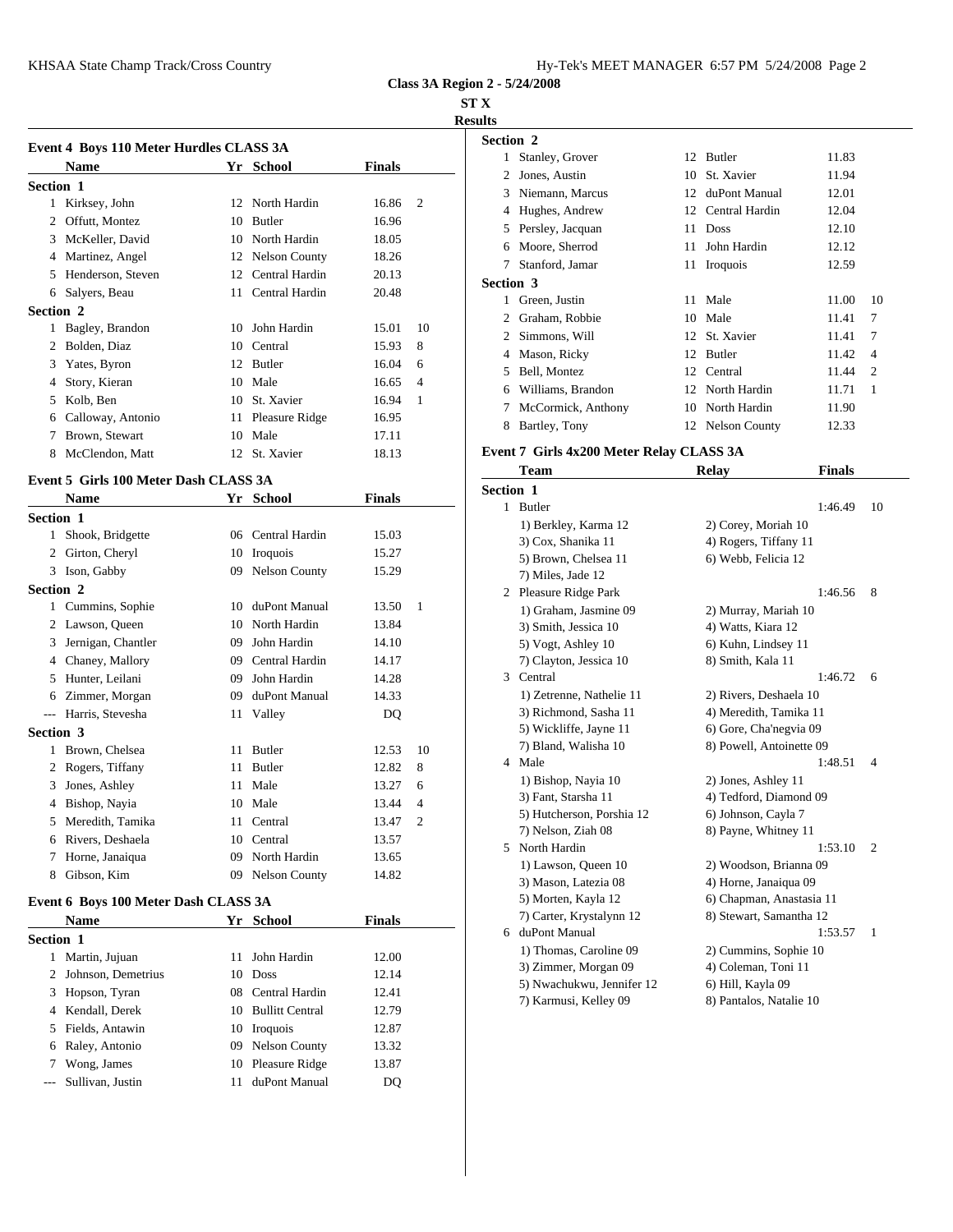**Class 3A Region 2 - 5/24/2008**

**ST X**

**Results**

### Event 4 Boys 110 Meter Hurdles CLASS 3A

| | Name | Yr | School | Finals | |
|---|---|---|---|---|---|
| **Section 1** | | | | | |
| 1 | Kirksey, John | 12 | North Hardin | 16.86 | 2 |
| 2 | Offutt, Montez | 10 | Butler | 16.96 | |
| 3 | McKeller, David | 10 | North Hardin | 18.05 | |
| 4 | Martinez, Angel | 12 | Nelson County | 18.26 | |
| 5 | Henderson, Steven | 12 | Central Hardin | 20.13 | |
| 6 | Salyers, Beau | 11 | Central Hardin | 20.48 | |
| **Section 2** | | | | | |
| 1 | Bagley, Brandon | 10 | John Hardin | 15.01 | 10 |
| 2 | Bolden, Diaz | 10 | Central | 15.93 | 8 |
| 3 | Yates, Byron | 12 | Butler | 16.04 | 6 |
| 4 | Story, Kieran | 10 | Male | 16.65 | 4 |
| 5 | Kolb, Ben | 10 | St. Xavier | 16.94 | 1 |
| 6 | Calloway, Antonio | 11 | Pleasure Ridge | 16.95 | |
| 7 | Brown, Stewart | 10 | Male | 17.11 | |
| 8 | McClendon, Matt | 12 | St. Xavier | 18.13 | |

### Event 5 Girls 100 Meter Dash CLASS 3A

| | Name | Yr | School | Finals | |
|---|---|---|---|---|---|
| **Section 1** | | | | | |
| 1 | Shook, Bridgette | 06 | Central Hardin | 15.03 | |
| 2 | Girton, Cheryl | 10 | Iroquois | 15.27 | |
| 3 | Ison, Gabby | 09 | Nelson County | 15.29 | |
| **Section 2** | | | | | |
| 1 | Cummins, Sophie | 10 | duPont Manual | 13.50 | 1 |
| 2 | Lawson, Queen | 10 | North Hardin | 13.84 | |
| 3 | Jernigan, Chantler | 09 | John Hardin | 14.10 | |
| 4 | Chaney, Mallory | 09 | Central Hardin | 14.17 | |
| 5 | Hunter, Leilani | 09 | John Hardin | 14.28 | |
| 6 | Zimmer, Morgan | 09 | duPont Manual | 14.33 | |
| --- | Harris, Stevesha | 11 | Valley | DQ | |
| **Section 3** | | | | | |
| 1 | Brown, Chelsea | 11 | Butler | 12.53 | 10 |
| 2 | Rogers, Tiffany | 11 | Butler | 12.82 | 8 |
| 3 | Jones, Ashley | 11 | Male | 13.27 | 6 |
| 4 | Bishop, Nayia | 10 | Male | 13.44 | 4 |
| 5 | Meredith, Tamika | 11 | Central | 13.47 | 2 |
| 6 | Rivers, Deshaela | 10 | Central | 13.57 | |
| 7 | Horne, Janaiqua | 09 | North Hardin | 13.65 | |
| 8 | Gibson, Kim | 09 | Nelson County | 14.82 | |

### Event 6 Boys 100 Meter Dash CLASS 3A

| | Name | Yr | School | Finals | |
|---|---|---|---|---|---|
| **Section 1** | | | | | |
| 1 | Martin, Jujuan | 11 | John Hardin | 12.00 | |
| 2 | Johnson, Demetrius | 10 | Doss | 12.14 | |
| 3 | Hopson, Tyran | 08 | Central Hardin | 12.41 | |
| 4 | Kendall, Derek | 10 | Bullitt Central | 12.79 | |
| 5 | Fields, Antawin | 10 | Iroquois | 12.87 | |
| 6 | Raley, Antonio | 09 | Nelson County | 13.32 | |
| 7 | Wong, James | 10 | Pleasure Ridge | 13.87 | |
| --- | Sullivan, Justin | 11 | duPont Manual | DQ | |
| **Section 2** | | | | | |
| 1 | Stanley, Grover | 12 | Butler | 11.83 | |
| 2 | Jones, Austin | 10 | St. Xavier | 11.94 | |
| 3 | Niemann, Marcus | 12 | duPont Manual | 12.01 | |
| 4 | Hughes, Andrew | 12 | Central Hardin | 12.04 | |
| 5 | Persley, Jacquan | 11 | Doss | 12.10 | |
| 6 | Moore, Sherrod | 11 | John Hardin | 12.12 | |
| 7 | Stanford, Jamar | 11 | Iroquois | 12.59 | |
| **Section 3** | | | | | |
| 1 | Green, Justin | 11 | Male | 11.00 | 10 |
| 2 | Graham, Robbie | 10 | Male | 11.41 | 7 |
| 2 | Simmons, Will | 12 | St. Xavier | 11.41 | 7 |
| 4 | Mason, Ricky | 12 | Butler | 11.42 | 4 |
| 5 | Bell, Montez | 12 | Central | 11.44 | 2 |
| 6 | Williams, Brandon | 12 | North Hardin | 11.71 | 1 |
| 7 | McCormick, Anthony | 10 | North Hardin | 11.90 | |
| 8 | Bartley, Tony | 12 | Nelson County | 12.33 | |

### Event 7 Girls 4x200 Meter Relay CLASS 3A

| | Team | Relay | Finals | |
|---|---|---|---|---|
| **Section 1** | | | | |
| 1 | Butler | | 1:46.49 | 10 |
| | 1) Berkley, Karma 12 | 2) Corey, Moriah 10 | | |
| | 3) Cox, Shanika 11 | 4) Rogers, Tiffany 11 | | |
| | 5) Brown, Chelsea 11 | 6) Webb, Felicia 12 | | |
| | 7) Miles, Jade 12 | | | |
| 2 | Pleasure Ridge Park | | 1:46.56 | 8 |
| | 1) Graham, Jasmine 09 | 2) Murray, Mariah 10 | | |
| | 3) Smith, Jessica 10 | 4) Watts, Kiara 12 | | |
| | 5) Vogt, Ashley 10 | 6) Kuhn, Lindsey 11 | | |
| | 7) Clayton, Jessica 10 | 8) Smith, Kala 11 | | |
| 3 | Central | | 1:46.72 | 6 |
| | 1) Zetrenne, Nathelie 11 | 2) Rivers, Deshaela 10 | | |
| | 3) Richmond, Sasha 11 | 4) Meredith, Tamika 11 | | |
| | 5) Wickliffe, Jayne 11 | 6) Gore, Cha'negvia 09 | | |
| | 7) Bland, Walisha 10 | 8) Powell, Antoinette 09 | | |
| 4 | Male | | 1:48.51 | 4 |
| | 1) Bishop, Nayia 10 | 2) Jones, Ashley 11 | | |
| | 3) Fant, Starsha 11 | 4) Tedford, Diamond 09 | | |
| | 5) Hutcherson, Porshia 12 | 6) Johnson, Cayla 7 | | |
| | 7) Nelson, Ziah 08 | 8) Payne, Whitney 11 | | |
| 5 | North Hardin | | 1:53.10 | 2 |
| | 1) Lawson, Queen 10 | 2) Woodson, Brianna 09 | | |
| | 3) Mason, Latezia 08 | 4) Horne, Janaiqua 09 | | |
| | 5) Morten, Kayla 12 | 6) Chapman, Anastasia 11 | | |
| | 7) Carter, Krystalynn 12 | 8) Stewart, Samantha 12 | | |
| 6 | duPont Manual | | 1:53.57 | 1 |
| | 1) Thomas, Caroline 09 | 2) Cummins, Sophie 10 | | |
| | 3) Zimmer, Morgan 09 | 4) Coleman, Toni 11 | | |
| | 5) Nwachukwu, Jennifer 12 | 6) Hill, Kayla 09 | | |
| | 7) Karmusi, Kelley 09 | 8) Pantalos, Natalie 10 | | |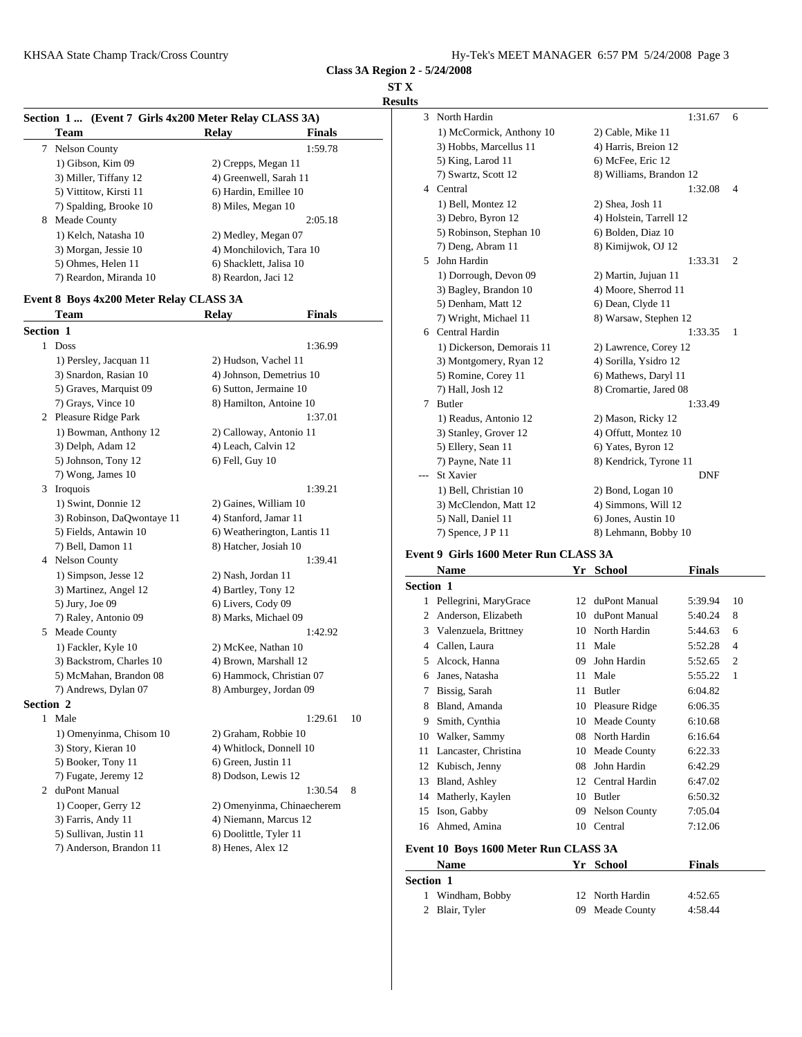**Class 3A Region 2 - 5/24/2008**

**ST X**

**Results**

### Section 1 ... (Event 7 Girls 4x200 Meter Relay CLASS 3A)

| | Team | Relay | Finals | |
|---|---|---|---|---|
| 7 | Nelson County | | 1:59.78 | |
| | 1) Gibson, Kim 09 | 2) Crepps, Megan 11 | | |
| | 3) Miller, Tiffany 12 | 4) Greenwell, Sarah 11 | | |
| | 5) Vittitow, Kirsti 11 | 6) Hardin, Emillee 10 | | |
| | 7) Spalding, Brooke 10 | 8) Miles, Megan 10 | | |
| 8 | Meade County | | 2:05.18 | |
| | 1) Kelch, Natasha 10 | 2) Medley, Megan 07 | | |
| | 3) Morgan, Jessie 10 | 4) Monchilovich, Tara 10 | | |
| | 5) Ohmes, Helen 11 | 6) Shacklett, Jalisa 10 | | |
| | 7) Reardon, Miranda 10 | 8) Reardon, Jaci 12 | | |

### Event 8 Boys 4x200 Meter Relay CLASS 3A

| | Team | Relay | Finals | |
|---|---|---|---|---|
| **Section 1** | | | | |
| 1 | Doss | | 1:36.99 | |
| | 1) Persley, Jacquan 11 | 2) Hudson, Vachel 11 | | |
| | 3) Snardon, Rasian 10 | 4) Johnson, Demetrius 10 | | |
| | 5) Graves, Marquist 09 | 6) Sutton, Jermaine 10 | | |
| | 7) Grays, Vince 10 | 8) Hamilton, Antoine 10 | | |
| 2 | Pleasure Ridge Park | | 1:37.01 | |
| | 1) Bowman, Anthony 12 | 2) Calloway, Antonio 11 | | |
| | 3) Delph, Adam 12 | 4) Leach, Calvin 12 | | |
| | 5) Johnson, Tony 12 | 6) Fell, Guy 10 | | |
| | 7) Wong, James 10 | | | |
| 3 | Iroquois | | 1:39.21 | |
| | 1) Swint, Donnie 12 | 2) Gaines, William 10 | | |
| | 3) Robinson, DaQwontaye 11 | 4) Stanford, Jamar 11 | | |
| | 5) Fields, Antawin 10 | 6) Weatherington, Lantis 11 | | |
| | 7) Bell, Damon 11 | 8) Hatcher, Josiah 10 | | |
| 4 | Nelson County | | 1:39.41 | |
| | 1) Simpson, Jesse 12 | 2) Nash, Jordan 11 | | |
| | 3) Martinez, Angel 12 | 4) Bartley, Tony 12 | | |
| | 5) Jury, Joe 09 | 6) Livers, Cody 09 | | |
| | 7) Raley, Antonio 09 | 8) Marks, Michael 09 | | |
| 5 | Meade County | | 1:42.92 | |
| | 1) Fackler, Kyle 10 | 2) McKee, Nathan 10 | | |
| | 3) Backstrom, Charles 10 | 4) Brown, Marshall 12 | | |
| | 5) McMahan, Brandon 08 | 6) Hammock, Christian 07 | | |
| | 7) Andrews, Dylan 07 | 8) Amburgey, Jordan 09 | | |
| **Section 2** | | | | |
| 1 | Male | | 1:29.61 | 10 |
| | 1) Omenyinma, Chisom 10 | 2) Graham, Robbie 10 | | |
| | 3) Story, Kieran 10 | 4) Whitlock, Donnell 10 | | |
| | 5) Booker, Tony 11 | 6) Green, Justin 11 | | |
| | 7) Fugate, Jeremy 12 | 8) Dodson, Lewis 12 | | |
| 2 | duPont Manual | | 1:30.54 | 8 |
| | 1) Cooper, Gerry 12 | 2) Omenyinma, Chinaecherem | | |
| | 3) Farris, Andy 11 | 4) Niemann, Marcus 12 | | |
| | 5) Sullivan, Justin 11 | 6) Doolittle, Tyler 11 | | |
| | 7) Anderson, Brandon 11 | 8) Henes, Alex 12 | | |
| 3 | North Hardin | | 1:31.67 | 6 |
| | 1) McCormick, Anthony 10 | 2) Cable, Mike 11 | | |
| | 3) Hobbs, Marcellus 11 | 4) Harris, Breion 12 | | |
| | 5) King, Larod 11 | 6) McFee, Eric 12 | | |
| | 7) Swartz, Scott 12 | 8) Williams, Brandon 12 | | |
| 4 | Central | | 1:32.08 | 4 |
| | 1) Bell, Montez 12 | 2) Shea, Josh 11 | | |
| | 3) Debro, Byron 12 | 4) Holstein, Tarrell 12 | | |
| | 5) Robinson, Stephan 10 | 6) Bolden, Diaz 10 | | |
| | 7) Deng, Abram 11 | 8) Kimijwok, OJ 12 | | |
| 5 | John Hardin | | 1:33.31 | 2 |
| | 1) Dorrough, Devon 09 | 2) Martin, Jujuan 11 | | |
| | 3) Bagley, Brandon 10 | 4) Moore, Sherrod 11 | | |
| | 5) Denham, Matt 12 | 6) Dean, Clyde 11 | | |
| | 7) Wright, Michael 11 | 8) Warsaw, Stephen 12 | | |
| 6 | Central Hardin | | 1:33.35 | 1 |
| | 1) Dickerson, Demorais 11 | 2) Lawrence, Corey 12 | | |
| | 3) Montgomery, Ryan 12 | 4) Sorilla, Ysidro 12 | | |
| | 5) Romine, Corey 11 | 6) Mathews, Daryl 11 | | |
| | 7) Hall, Josh 12 | 8) Cromartie, Jared 08 | | |
| 7 | Butler | | 1:33.49 | |
| | 1) Readus, Antonio 12 | 2) Mason, Ricky 12 | | |
| | 3) Stanley, Grover 12 | 4) Offutt, Montez 10 | | |
| | 5) Ellery, Sean 11 | 6) Yates, Byron 12 | | |
| | 7) Payne, Nate 11 | 8) Kendrick, Tyrone 11 | | |
| --- | St Xavier | | DNF | |
| | 1) Bell, Christian 10 | 2) Bond, Logan 10 | | |
| | 3) McClendon, Matt 12 | 4) Simmons, Will 12 | | |
| | 5) Nall, Daniel 11 | 6) Jones, Austin 10 | | |
| | 7) Spence, J P 11 | 8) Lehmann, Bobby 10 | | |

### Event 9 Girls 1600 Meter Run CLASS 3A

| | Name | Yr | School | Finals | |
|---|---|---|---|---|---|
| **Section 1** | | | | | |
| 1 | Pellegrini, MaryGrace | 12 | duPont Manual | 5:39.94 | 10 |
| 2 | Anderson, Elizabeth | 10 | duPont Manual | 5:40.24 | 8 |
| 3 | Valenzuela, Brittney | 10 | North Hardin | 5:44.63 | 6 |
| 4 | Callen, Laura | 11 | Male | 5:52.28 | 4 |
| 5 | Alcock, Hanna | 09 | John Hardin | 5:52.65 | 2 |
| 6 | Janes, Natasha | 11 | Male | 5:55.22 | 1 |
| 7 | Bissig, Sarah | 11 | Butler | 6:04.82 | |
| 8 | Bland, Amanda | 10 | Pleasure Ridge | 6:06.35 | |
| 9 | Smith, Cynthia | 10 | Meade County | 6:10.68 | |
| 10 | Walker, Sammy | 08 | North Hardin | 6:16.64 | |
| 11 | Lancaster, Christina | 10 | Meade County | 6:22.33 | |
| 12 | Kubisch, Jenny | 08 | John Hardin | 6:42.29 | |
| 13 | Bland, Ashley | 12 | Central Hardin | 6:47.02 | |
| 14 | Matherly, Kaylen | 10 | Butler | 6:50.32 | |
| 15 | Ison, Gabby | 09 | Nelson County | 7:05.04 | |
| 16 | Ahmed, Amina | 10 | Central | 7:12.06 | |

### Event 10 Boys 1600 Meter Run CLASS 3A

| | Name | Yr | School | Finals |
|---|---|---|---|---|
| **Section 1** | | | | |
| 1 | Windham, Bobby | 12 | North Hardin | 4:52.65 |
| 2 | Blair, Tyler | 09 | Meade County | 4:58.44 |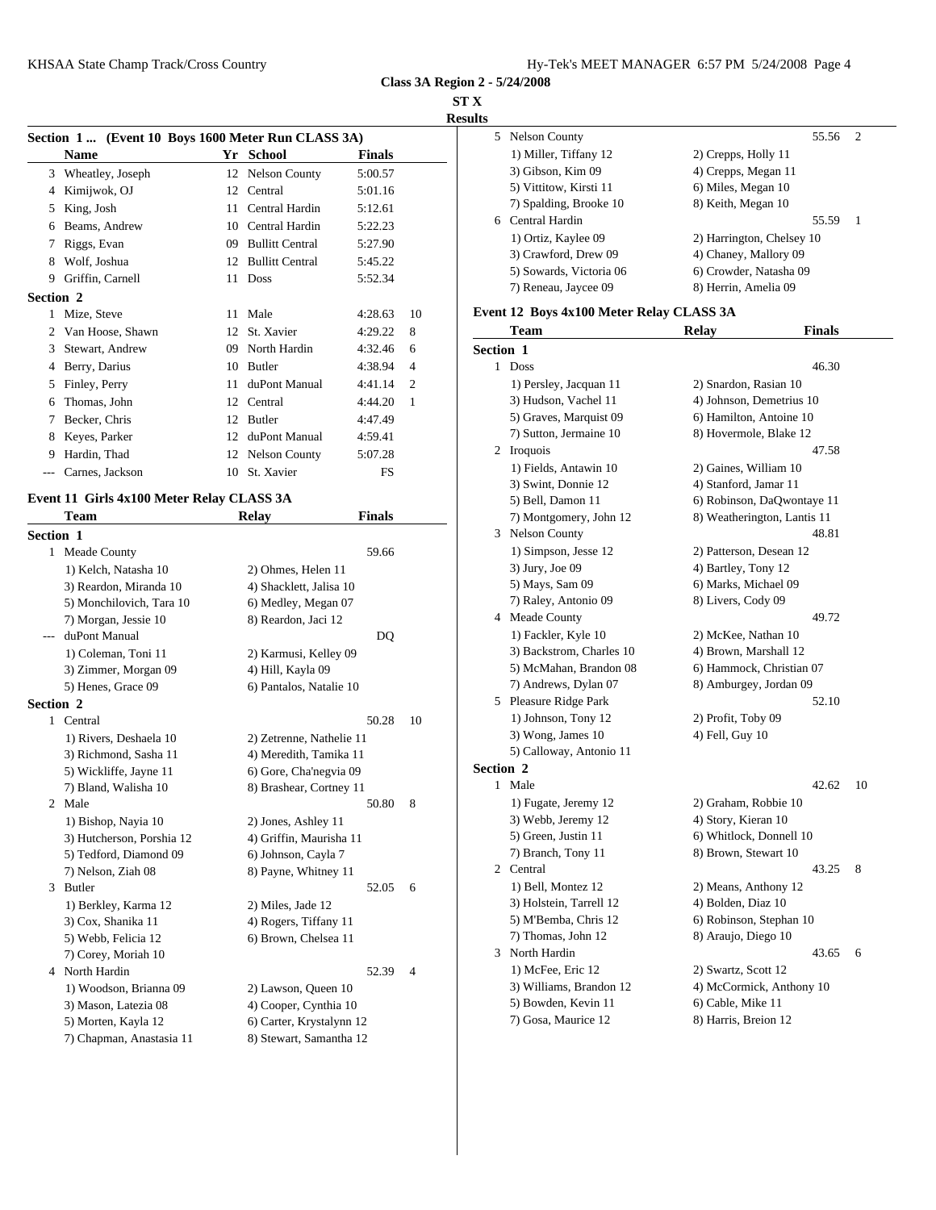**Class 3A Region 2 - 5/24/2008**

**ST X**

**Results**

### Section 1 ... (Event 10 Boys 1600 Meter Run CLASS 3A)

| | Name | Yr | School | Finals | |
|---|---|---|---|---|---|
| 3 | Wheatley, Joseph | 12 | Nelson County | 5:00.57 | |
| 4 | Kimijwok, OJ | 12 | Central | 5:01.16 | |
| 5 | King, Josh | 11 | Central Hardin | 5:12.61 | |
| 6 | Beams, Andrew | 10 | Central Hardin | 5:22.23 | |
| 7 | Riggs, Evan | 09 | Bullitt Central | 5:27.90 | |
| 8 | Wolf, Joshua | 12 | Bullitt Central | 5:45.22 | |
| 9 | Griffin, Carnell | 11 | Doss | 5:52.34 | |

**Section 2**

| | Name | Yr | School | Finals | |
|---|---|---|---|---|---|
| 1 | Mize, Steve | 11 | Male | 4:28.63 | 10 |
| 2 | Van Hoose, Shawn | 12 | St. Xavier | 4:29.22 | 8 |
| 3 | Stewart, Andrew | 09 | North Hardin | 4:32.46 | 6 |
| 4 | Berry, Darius | 10 | Butler | 4:38.94 | 4 |
| 5 | Finley, Perry | 11 | duPont Manual | 4:41.14 | 2 |
| 6 | Thomas, John | 12 | Central | 4:44.20 | 1 |
| 7 | Becker, Chris | 12 | Butler | 4:47.49 | |
| 8 | Keyes, Parker | 12 | duPont Manual | 4:59.41 | |
| 9 | Hardin, Thad | 12 | Nelson County | 5:07.28 | |
| --- | Carnes, Jackson | 10 | St. Xavier | FS | |

### Event 11 Girls 4x100 Meter Relay CLASS 3A

| | Team | Relay | Finals | |
|---|---|---|---|---|

**Section 1**

1 Meade County — 59.66
- 1) Kelch, Natasha 10 — 2) Ohmes, Helen 11
- 3) Reardon, Miranda 10 — 4) Shacklett, Jalisa 10
- 5) Monchilovich, Tara 10 — 6) Medley, Megan 07
- 7) Morgan, Jessie 10 — 8) Reardon, Jaci 12

--- duPont Manual — DQ
- 1) Coleman, Toni 11 — 2) Karmusi, Kelley 09
- 3) Zimmer, Morgan 09 — 4) Hill, Kayla 09
- 5) Henes, Grace 09 — 6) Pantalos, Natalie 10

**Section 2**

1 Central — 50.28 — 10
- 1) Rivers, Deshaela 10 — 2) Zetrenne, Nathelie 11
- 3) Richmond, Sasha 11 — 4) Meredith, Tamika 11
- 5) Wickliffe, Jayne 11 — 6) Gore, Cha'negvia 09
- 7) Bland, Walisha 10 — 8) Brashear, Cortney 11

2 Male — 50.80 — 8
- 1) Bishop, Nayia 10 — 2) Jones, Ashley 11
- 3) Hutcherson, Porshia 12 — 4) Griffin, Maurisha 11
- 5) Tedford, Diamond 09 — 6) Johnson, Cayla 7
- 7) Nelson, Ziah 08 — 8) Payne, Whitney 11

3 Butler — 52.05 — 6
- 1) Berkley, Karma 12 — 2) Miles, Jade 12
- 3) Cox, Shanika 11 — 4) Rogers, Tiffany 11
- 5) Webb, Felicia 12 — 6) Brown, Chelsea 11
- 7) Corey, Moriah 10

4 North Hardin — 52.39 — 4
- 1) Woodson, Brianna 09 — 2) Lawson, Queen 10
- 3) Mason, Latezia 08 — 4) Cooper, Cynthia 10
- 5) Morten, Kayla 12 — 6) Carter, Krystalynn 12
- 7) Chapman, Anastasia 11 — 8) Stewart, Samantha 12

5 Nelson County — 55.56 — 2
- 1) Miller, Tiffany 12 — 2) Crepps, Holly 11
- 3) Gibson, Kim 09 — 4) Crepps, Megan 11
- 5) Vittitow, Kirsti 11 — 6) Miles, Megan 10
- 7) Spalding, Brooke 10 — 8) Keith, Megan 10

6 Central Hardin — 55.59 — 1
- 1) Ortiz, Kaylee 09 — 2) Harrington, Chelsey 10
- 3) Crawford, Drew 09 — 4) Chaney, Mallory 09
- 5) Sowards, Victoria 06 — 6) Crowder, Natasha 09
- 7) Reneau, Jaycee 09 — 8) Herrin, Amelia 09

### Event 12 Boys 4x100 Meter Relay CLASS 3A

| | Team | Relay | Finals | |
|---|---|---|---|---|

**Section 1**

1 Doss — 46.30
- 1) Persley, Jacquan 11 — 2) Snardon, Rasian 10
- 3) Hudson, Vachel 11 — 4) Johnson, Demetrius 10
- 5) Graves, Marquist 09 — 6) Hamilton, Antoine 10
- 7) Sutton, Jermaine 10 — 8) Hovermole, Blake 12

2 Iroquois — 47.58
- 1) Fields, Antawin 10 — 2) Gaines, William 10
- 3) Swint, Donnie 12 — 4) Stanford, Jamar 11
- 5) Bell, Damon 11 — 6) Robinson, DaQwontaye 11
- 7) Montgomery, John 12 — 8) Weatherington, Lantis 11

3 Nelson County — 48.81
- 1) Simpson, Jesse 12 — 2) Patterson, Desean 12
- 3) Jury, Joe 09 — 4) Bartley, Tony 12
- 5) Mays, Sam 09 — 6) Marks, Michael 09
- 7) Raley, Antonio 09 — 8) Livers, Cody 09

4 Meade County — 49.72
- 1) Fackler, Kyle 10 — 2) McKee, Nathan 10
- 3) Backstrom, Charles 10 — 4) Brown, Marshall 12
- 5) McMahan, Brandon 08 — 6) Hammock, Christian 07
- 7) Andrews, Dylan 07 — 8) Amburgey, Jordan 09

5 Pleasure Ridge Park — 52.10
- 1) Johnson, Tony 12 — 2) Profit, Toby 09
- 3) Wong, James 10 — 4) Fell, Guy 10
- 5) Calloway, Antonio 11

**Section 2**

1 Male — 42.62 — 10
- 1) Fugate, Jeremy 12 — 2) Graham, Robbie 10
- 3) Webb, Jeremy 12 — 4) Story, Kieran 10
- 5) Green, Justin 11 — 6) Whitlock, Donnell 10
- 7) Branch, Tony 11 — 8) Brown, Stewart 10

2 Central — 43.25 — 8
- 1) Bell, Montez 12 — 2) Means, Anthony 12
- 3) Holstein, Tarrell 12 — 4) Bolden, Diaz 10
- 5) M'Bemba, Chris 12 — 6) Robinson, Stephan 10
- 7) Thomas, John 12 — 8) Araujo, Diego 10

3 North Hardin — 43.65 — 6
- 1) McFee, Eric 12 — 2) Swartz, Scott 12
- 3) Williams, Brandon 12 — 4) McCormick, Anthony 10
- 5) Bowden, Kevin 11 — 6) Cable, Mike 11
- 7) Gosa, Maurice 12 — 8) Harris, Breion 12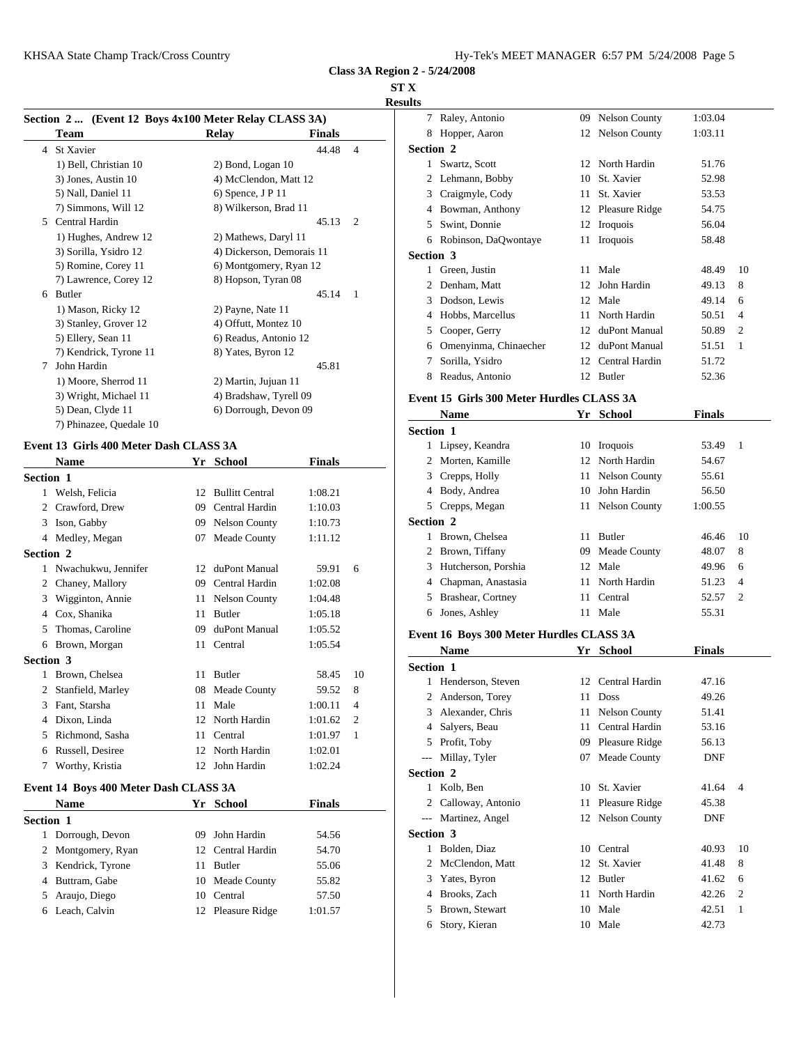**Class 3A Region 2 - 5/24/2008**

**ST X**

**Results**

### Section 2 ... (Event 12 Boys 4x100 Meter Relay CLASS 3A)

| | Team | Relay | Finals | |
|---|---|---|---|---|
| 4 | St Xavier | | 44.48 | 4 |
| | 1) Bell, Christian 10 | 2) Bond, Logan 10 | | |
| | 3) Jones, Austin 10 | 4) McClendon, Matt 12 | | |
| | 5) Nall, Daniel 11 | 6) Spence, J P 11 | | |
| | 7) Simmons, Will 12 | 8) Wilkerson, Brad 11 | | |
| 5 | Central Hardin | | 45.13 | 2 |
| | 1) Hughes, Andrew 12 | 2) Mathews, Daryl 11 | | |
| | 3) Sorilla, Ysidro 12 | 4) Dickerson, Demorais 11 | | |
| | 5) Romine, Corey 11 | 6) Montgomery, Ryan 12 | | |
| | 7) Lawrence, Corey 12 | 8) Hopson, Tyran 08 | | |
| 6 | Butler | | 45.14 | 1 |
| | 1) Mason, Ricky 12 | 2) Payne, Nate 11 | | |
| | 3) Stanley, Grover 12 | 4) Offutt, Montez 10 | | |
| | 5) Ellery, Sean 11 | 6) Readus, Antonio 12 | | |
| | 7) Kendrick, Tyrone 11 | 8) Yates, Byron 12 | | |
| 7 | John Hardin | | 45.81 | |
| | 1) Moore, Sherrod 11 | 2) Martin, Jujuan 11 | | |
| | 3) Wright, Michael 11 | 4) Bradshaw, Tyrell 09 | | |
| | 5) Dean, Clyde 11 | 6) Dorrough, Devon 09 | | |
| | 7) Phinazee, Quedale 10 | | | |

### Event 13 Girls 400 Meter Dash CLASS 3A

| | Name | Yr | School | Finals | |
|---|---|---|---|---|---|
| **Section 1** | | | | | |
| 1 | Welsh, Felicia | 12 | Bullitt Central | 1:08.21 | |
| 2 | Crawford, Drew | 09 | Central Hardin | 1:10.03 | |
| 3 | Ison, Gabby | 09 | Nelson County | 1:10.73 | |
| 4 | Medley, Megan | 07 | Meade County | 1:11.12 | |
| **Section 2** | | | | | |
| 1 | Nwachukwu, Jennifer | 12 | duPont Manual | 59.91 | 6 |
| 2 | Chaney, Mallory | 09 | Central Hardin | 1:02.08 | |
| 3 | Wigginton, Annie | 11 | Nelson County | 1:04.48 | |
| 4 | Cox, Shanika | 11 | Butler | 1:05.18 | |
| 5 | Thomas, Caroline | 09 | duPont Manual | 1:05.52 | |
| 6 | Brown, Morgan | 11 | Central | 1:05.54 | |
| **Section 3** | | | | | |
| 1 | Brown, Chelsea | 11 | Butler | 58.45 | 10 |
| 2 | Stanfield, Marley | 08 | Meade County | 59.52 | 8 |
| 3 | Fant, Starsha | 11 | Male | 1:00.11 | 4 |
| 4 | Dixon, Linda | 12 | North Hardin | 1:01.62 | 2 |
| 5 | Richmond, Sasha | 11 | Central | 1:01.97 | 1 |
| 6 | Russell, Desiree | 12 | North Hardin | 1:02.01 | |
| 7 | Worthy, Kristia | 12 | John Hardin | 1:02.24 | |

### Event 14 Boys 400 Meter Dash CLASS 3A

| | Name | Yr | School | Finals | |
|---|---|---|---|---|---|
| **Section 1** | | | | | |
| 1 | Dorrough, Devon | 09 | John Hardin | 54.56 | |
| 2 | Montgomery, Ryan | 12 | Central Hardin | 54.70 | |
| 3 | Kendrick, Tyrone | 11 | Butler | 55.06 | |
| 4 | Buttram, Gabe | 10 | Meade County | 55.82 | |
| 5 | Araujo, Diego | 10 | Central | 57.50 | |
| 6 | Leach, Calvin | 12 | Pleasure Ridge | 1:01.57 | |
| 7 | Raley, Antonio | 09 | Nelson County | 1:03.04 | |
| 8 | Hopper, Aaron | 12 | Nelson County | 1:03.11 | |
| **Section 2** | | | | | |
| 1 | Swartz, Scott | 12 | North Hardin | 51.76 | |
| 2 | Lehmann, Bobby | 10 | St. Xavier | 52.98 | |
| 3 | Craigmyle, Cody | 11 | St. Xavier | 53.53 | |
| 4 | Bowman, Anthony | 12 | Pleasure Ridge | 54.75 | |
| 5 | Swint, Donnie | 12 | Iroquois | 56.04 | |
| 6 | Robinson, DaQwontaye | 11 | Iroquois | 58.48 | |
| **Section 3** | | | | | |
| 1 | Green, Justin | 11 | Male | 48.49 | 10 |
| 2 | Denham, Matt | 12 | John Hardin | 49.13 | 8 |
| 3 | Dodson, Lewis | 12 | Male | 49.14 | 6 |
| 4 | Hobbs, Marcellus | 11 | North Hardin | 50.51 | 4 |
| 5 | Cooper, Gerry | 12 | duPont Manual | 50.89 | 2 |
| 6 | Omenyinma, Chinaecher | 12 | duPont Manual | 51.51 | 1 |
| 7 | Sorilla, Ysidro | 12 | Central Hardin | 51.72 | |
| 8 | Readus, Antonio | 12 | Butler | 52.36 | |

### Event 15 Girls 300 Meter Hurdles CLASS 3A

| | Name | Yr | School | Finals | |
|---|---|---|---|---|---|
| **Section 1** | | | | | |
| 1 | Lipsey, Keandra | 10 | Iroquois | 53.49 | 1 |
| 2 | Morten, Kamille | 12 | North Hardin | 54.67 | |
| 3 | Crepps, Holly | 11 | Nelson County | 55.61 | |
| 4 | Body, Andrea | 10 | John Hardin | 56.50 | |
| 5 | Crepps, Megan | 11 | Nelson County | 1:00.55 | |
| **Section 2** | | | | | |
| 1 | Brown, Chelsea | 11 | Butler | 46.46 | 10 |
| 2 | Brown, Tiffany | 09 | Meade County | 48.07 | 8 |
| 3 | Hutcherson, Porshia | 12 | Male | 49.96 | 6 |
| 4 | Chapman, Anastasia | 11 | North Hardin | 51.23 | 4 |
| 5 | Brashear, Cortney | 11 | Central | 52.57 | 2 |
| 6 | Jones, Ashley | 11 | Male | 55.31 | |

### Event 16 Boys 300 Meter Hurdles CLASS 3A

| | Name | Yr | School | Finals | |
|---|---|---|---|---|---|
| **Section 1** | | | | | |
| 1 | Henderson, Steven | 12 | Central Hardin | 47.16 | |
| 2 | Anderson, Torey | 11 | Doss | 49.26 | |
| 3 | Alexander, Chris | 11 | Nelson County | 51.41 | |
| 4 | Salyers, Beau | 11 | Central Hardin | 53.16 | |
| 5 | Profit, Toby | 09 | Pleasure Ridge | 56.13 | |
| --- | Millay, Tyler | 07 | Meade County | DNF | |
| **Section 2** | | | | | |
| 1 | Kolb, Ben | 10 | St. Xavier | 41.64 | 4 |
| 2 | Calloway, Antonio | 11 | Pleasure Ridge | 45.38 | |
| --- | Martinez, Angel | 12 | Nelson County | DNF | |
| **Section 3** | | | | | |
| 1 | Bolden, Diaz | 10 | Central | 40.93 | 10 |
| 2 | McClendon, Matt | 12 | St. Xavier | 41.48 | 8 |
| 3 | Yates, Byron | 12 | Butler | 41.62 | 6 |
| 4 | Brooks, Zach | 11 | North Hardin | 42.26 | 2 |
| 5 | Brown, Stewart | 10 | Male | 42.51 | 1 |
| 6 | Story, Kieran | 10 | Male | 42.73 | |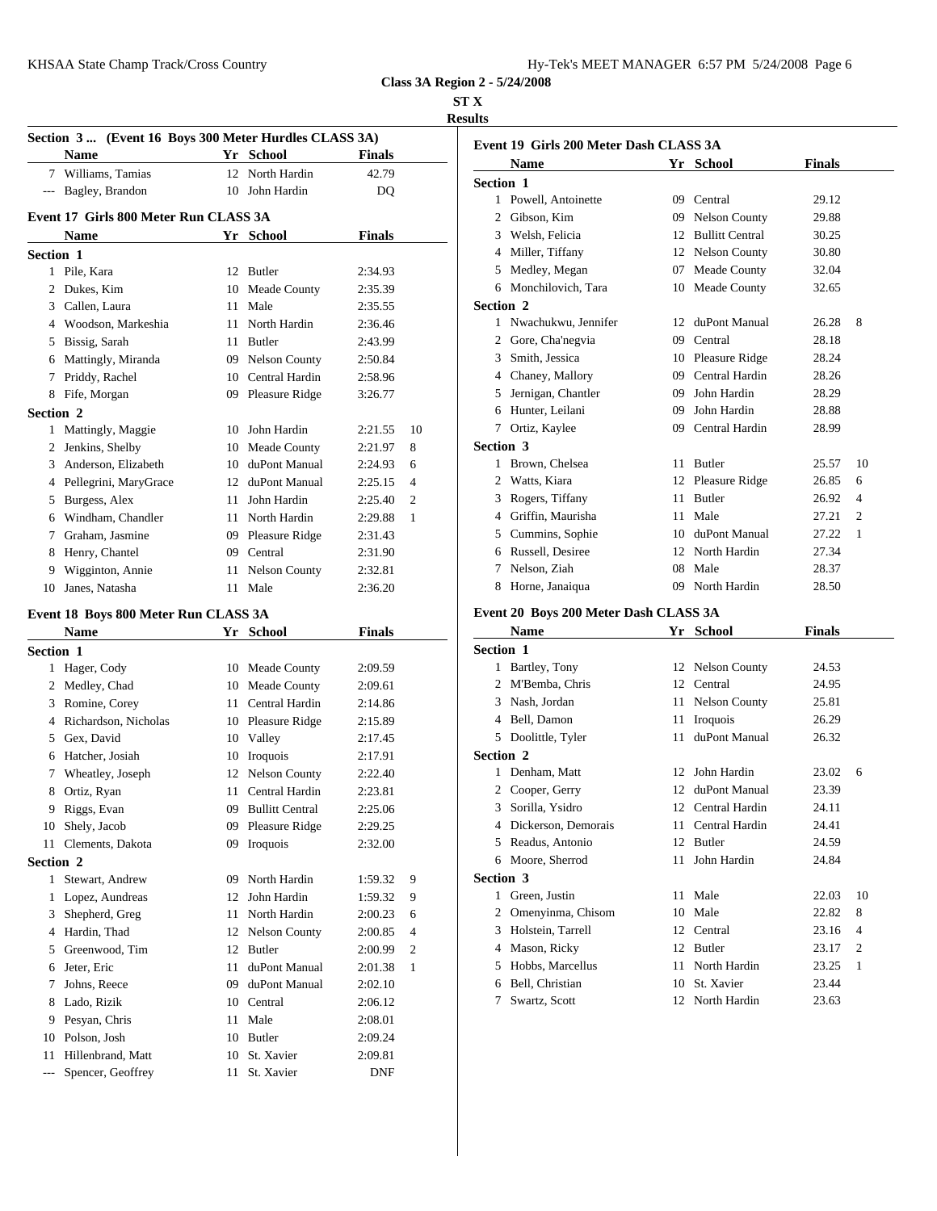**Class 3A Region 2 - 5/24/2008**

**ST X**

**Results**

### Section 3 ... (Event 16 Boys 300 Meter Hurdles CLASS 3A)

| | Name | Yr | School | Finals | |
|---|---|---|---|---|---|
| 7 | Williams, Tamias | 12 | North Hardin | 42.79 | |
| --- | Bagley, Brandon | 10 | John Hardin | DQ | |

### Event 17 Girls 800 Meter Run CLASS 3A

| | Name | Yr | School | Finals | |
|---|---|---|---|---|---|
| **Section 1** | | | | | |
| 1 | Pile, Kara | 12 | Butler | 2:34.93 | |
| 2 | Dukes, Kim | 10 | Meade County | 2:35.39 | |
| 3 | Callen, Laura | 11 | Male | 2:35.55 | |
| 4 | Woodson, Markeshia | 11 | North Hardin | 2:36.46 | |
| 5 | Bissig, Sarah | 11 | Butler | 2:43.99 | |
| 6 | Mattingly, Miranda | 09 | Nelson County | 2:50.84 | |
| 7 | Priddy, Rachel | 10 | Central Hardin | 2:58.96 | |
| 8 | Fife, Morgan | 09 | Pleasure Ridge | 3:26.77 | |
| **Section 2** | | | | | |
| 1 | Mattingly, Maggie | 10 | John Hardin | 2:21.55 | 10 |
| 2 | Jenkins, Shelby | 10 | Meade County | 2:21.97 | 8 |
| 3 | Anderson, Elizabeth | 10 | duPont Manual | 2:24.93 | 6 |
| 4 | Pellegrini, MaryGrace | 12 | duPont Manual | 2:25.15 | 4 |
| 5 | Burgess, Alex | 11 | John Hardin | 2:25.40 | 2 |
| 6 | Windham, Chandler | 11 | North Hardin | 2:29.88 | 1 |
| 7 | Graham, Jasmine | 09 | Pleasure Ridge | 2:31.43 | |
| 8 | Henry, Chantel | 09 | Central | 2:31.90 | |
| 9 | Wigginton, Annie | 11 | Nelson County | 2:32.81 | |
| 10 | Janes, Natasha | 11 | Male | 2:36.20 | |

### Event 18 Boys 800 Meter Run CLASS 3A

| | Name | Yr | School | Finals | |
|---|---|---|---|---|---|
| **Section 1** | | | | | |
| 1 | Hager, Cody | 10 | Meade County | 2:09.59 | |
| 2 | Medley, Chad | 10 | Meade County | 2:09.61 | |
| 3 | Romine, Corey | 11 | Central Hardin | 2:14.86 | |
| 4 | Richardson, Nicholas | 10 | Pleasure Ridge | 2:15.89 | |
| 5 | Gex, David | 10 | Valley | 2:17.45 | |
| 6 | Hatcher, Josiah | 10 | Iroquois | 2:17.91 | |
| 7 | Wheatley, Joseph | 12 | Nelson County | 2:22.40 | |
| 8 | Ortiz, Ryan | 11 | Central Hardin | 2:23.81 | |
| 9 | Riggs, Evan | 09 | Bullitt Central | 2:25.06 | |
| 10 | Shely, Jacob | 09 | Pleasure Ridge | 2:29.25 | |
| 11 | Clements, Dakota | 09 | Iroquois | 2:32.00 | |
| **Section 2** | | | | | |
| 1 | Stewart, Andrew | 09 | North Hardin | 1:59.32 | 9 |
| 1 | Lopez, Aundreas | 12 | John Hardin | 1:59.32 | 9 |
| 3 | Shepherd, Greg | 11 | North Hardin | 2:00.23 | 6 |
| 4 | Hardin, Thad | 12 | Nelson County | 2:00.85 | 4 |
| 5 | Greenwood, Tim | 12 | Butler | 2:00.99 | 2 |
| 6 | Jeter, Eric | 11 | duPont Manual | 2:01.38 | 1 |
| 7 | Johns, Reece | 09 | duPont Manual | 2:02.10 | |
| 8 | Lado, Rizik | 10 | Central | 2:06.12 | |
| 9 | Pesyan, Chris | 11 | Male | 2:08.01 | |
| 10 | Polson, Josh | 10 | Butler | 2:09.24 | |
| 11 | Hillenbrand, Matt | 10 | St. Xavier | 2:09.81 | |
| --- | Spencer, Geoffrey | 11 | St. Xavier | DNF | |

### Event 19 Girls 200 Meter Dash CLASS 3A

| | Name | Yr | School | Finals | |
|---|---|---|---|---|---|
| **Section 1** | | | | | |
| 1 | Powell, Antoinette | 09 | Central | 29.12 | |
| 2 | Gibson, Kim | 09 | Nelson County | 29.88 | |
| 3 | Welsh, Felicia | 12 | Bullitt Central | 30.25 | |
| 4 | Miller, Tiffany | 12 | Nelson County | 30.80 | |
| 5 | Medley, Megan | 07 | Meade County | 32.04 | |
| 6 | Monchilovich, Tara | 10 | Meade County | 32.65 | |
| **Section 2** | | | | | |
| 1 | Nwachukwu, Jennifer | 12 | duPont Manual | 26.28 | 8 |
| 2 | Gore, Cha'negvia | 09 | Central | 28.18 | |
| 3 | Smith, Jessica | 10 | Pleasure Ridge | 28.24 | |
| 4 | Chaney, Mallory | 09 | Central Hardin | 28.26 | |
| 5 | Jernigan, Chantler | 09 | John Hardin | 28.29 | |
| 6 | Hunter, Leilani | 09 | John Hardin | 28.88 | |
| 7 | Ortiz, Kaylee | 09 | Central Hardin | 28.99 | |
| **Section 3** | | | | | |
| 1 | Brown, Chelsea | 11 | Butler | 25.57 | 10 |
| 2 | Watts, Kiara | 12 | Pleasure Ridge | 26.85 | 6 |
| 3 | Rogers, Tiffany | 11 | Butler | 26.92 | 4 |
| 4 | Griffin, Maurisha | 11 | Male | 27.21 | 2 |
| 5 | Cummins, Sophie | 10 | duPont Manual | 27.22 | 1 |
| 6 | Russell, Desiree | 12 | North Hardin | 27.34 | |
| 7 | Nelson, Ziah | 08 | Male | 28.37 | |
| 8 | Horne, Janaiqua | 09 | North Hardin | 28.50 | |

### Event 20 Boys 200 Meter Dash CLASS 3A

| | Name | Yr | School | Finals | |
|---|---|---|---|---|---|
| **Section 1** | | | | | |
| 1 | Bartley, Tony | 12 | Nelson County | 24.53 | |
| 2 | M'Bemba, Chris | 12 | Central | 24.95 | |
| 3 | Nash, Jordan | 11 | Nelson County | 25.81 | |
| 4 | Bell, Damon | 11 | Iroquois | 26.29 | |
| 5 | Doolittle, Tyler | 11 | duPont Manual | 26.32 | |
| **Section 2** | | | | | |
| 1 | Denham, Matt | 12 | John Hardin | 23.02 | 6 |
| 2 | Cooper, Gerry | 12 | duPont Manual | 23.39 | |
| 3 | Sorilla, Ysidro | 12 | Central Hardin | 24.11 | |
| 4 | Dickerson, Demorais | 11 | Central Hardin | 24.41 | |
| 5 | Readus, Antonio | 12 | Butler | 24.59 | |
| 6 | Moore, Sherrod | 11 | John Hardin | 24.84 | |
| **Section 3** | | | | | |
| 1 | Green, Justin | 11 | Male | 22.03 | 10 |
| 2 | Omenyinma, Chisom | 10 | Male | 22.82 | 8 |
| 3 | Holstein, Tarrell | 12 | Central | 23.16 | 4 |
| 4 | Mason, Ricky | 12 | Butler | 23.17 | 2 |
| 5 | Hobbs, Marcellus | 11 | North Hardin | 23.25 | 1 |
| 6 | Bell, Christian | 10 | St. Xavier | 23.44 | |
| 7 | Swartz, Scott | 12 | North Hardin | 23.63 | |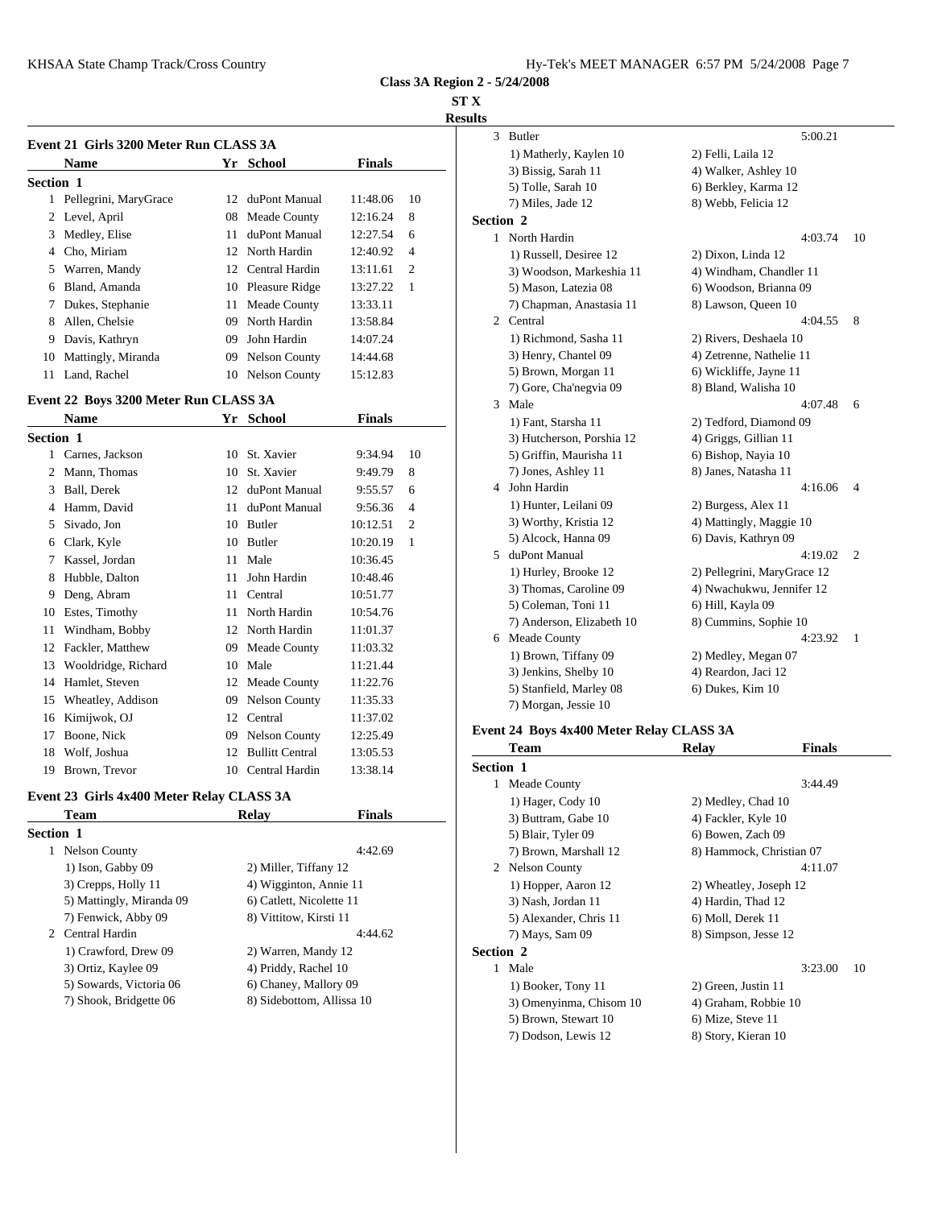**Class 3A Region 2 - 5/24/2008**

**ST X**

**Results**

### Event 21 Girls 3200 Meter Run CLASS 3A

| | Name | Yr | School | Finals | |
|---|---|---|---|---|---|
| **Section 1** | | | | | |
| 1 | Pellegrini, MaryGrace | 12 | duPont Manual | 11:48.06 | 10 |
| 2 | Level, April | 08 | Meade County | 12:16.24 | 8 |
| 3 | Medley, Elise | 11 | duPont Manual | 12:27.54 | 6 |
| 4 | Cho, Miriam | 12 | North Hardin | 12:40.92 | 4 |
| 5 | Warren, Mandy | 12 | Central Hardin | 13:11.61 | 2 |
| 6 | Bland, Amanda | 10 | Pleasure Ridge | 13:27.22 | 1 |
| 7 | Dukes, Stephanie | 11 | Meade County | 13:33.11 | |
| 8 | Allen, Chelsie | 09 | North Hardin | 13:58.84 | |
| 9 | Davis, Kathryn | 09 | John Hardin | 14:07.24 | |
| 10 | Mattingly, Miranda | 09 | Nelson County | 14:44.68 | |
| 11 | Land, Rachel | 10 | Nelson County | 15:12.83 | |

### Event 22 Boys 3200 Meter Run CLASS 3A

| | Name | Yr | School | Finals | |
|---|---|---|---|---|---|
| **Section 1** | | | | | |
| 1 | Carnes, Jackson | 10 | St. Xavier | 9:34.94 | 10 |
| 2 | Mann, Thomas | 10 | St. Xavier | 9:49.79 | 8 |
| 3 | Ball, Derek | 12 | duPont Manual | 9:55.57 | 6 |
| 4 | Hamm, David | 11 | duPont Manual | 9:56.36 | 4 |
| 5 | Sivado, Jon | 10 | Butler | 10:12.51 | 2 |
| 6 | Clark, Kyle | 10 | Butler | 10:20.19 | 1 |
| 7 | Kassel, Jordan | 11 | Male | 10:36.45 | |
| 8 | Hubble, Dalton | 11 | John Hardin | 10:48.46 | |
| 9 | Deng, Abram | 11 | Central | 10:51.77 | |
| 10 | Estes, Timothy | 11 | North Hardin | 10:54.76 | |
| 11 | Windham, Bobby | 12 | North Hardin | 11:01.37 | |
| 12 | Fackler, Matthew | 09 | Meade County | 11:03.32 | |
| 13 | Wooldridge, Richard | 10 | Male | 11:21.44 | |
| 14 | Hamlet, Steven | 12 | Meade County | 11:22.76 | |
| 15 | Wheatley, Addison | 09 | Nelson County | 11:35.33 | |
| 16 | Kimijwok, OJ | 12 | Central | 11:37.02 | |
| 17 | Boone, Nick | 09 | Nelson County | 12:25.49 | |
| 18 | Wolf, Joshua | 12 | Bullitt Central | 13:05.53 | |
| 19 | Brown, Trevor | 10 | Central Hardin | 13:38.14 | |

### Event 23 Girls 4x400 Meter Relay CLASS 3A

| | Team | Relay | Finals | |
|---|---|---|---|---|
| **Section 1** | | | | |
| 1 | Nelson County | | 4:42.69 | |
| | 1) Ison, Gabby 09 | 2) Miller, Tiffany 12 | | |
| | 3) Crepps, Holly 11 | 4) Wigginton, Annie 11 | | |
| | 5) Mattingly, Miranda 09 | 6) Catlett, Nicolette 11 | | |
| | 7) Fenwick, Abby 09 | 8) Vittitow, Kirsti 11 | | |
| 2 | Central Hardin | | 4:44.62 | |
| | 1) Crawford, Drew 09 | 2) Warren, Mandy 12 | | |
| | 3) Ortiz, Kaylee 09 | 4) Priddy, Rachel 10 | | |
| | 5) Sowards, Victoria 06 | 6) Chaney, Mallory 09 | | |
| | 7) Shook, Bridgette 06 | 8) Sidebottom, Allissa 10 | | |
| 3 | Butler | | 5:00.21 | |
| | 1) Matherly, Kaylen 10 | 2) Felli, Laila 12 | | |
| | 3) Bissig, Sarah 11 | 4) Walker, Ashley 10 | | |
| | 5) Tolle, Sarah 10 | 6) Berkley, Karma 12 | | |
| | 7) Miles, Jade 12 | 8) Webb, Felicia 12 | | |
| **Section 2** | | | | |
| 1 | North Hardin | | 4:03.74 | 10 |
| | 1) Russell, Desiree 12 | 2) Dixon, Linda 12 | | |
| | 3) Woodson, Markeshia 11 | 4) Windham, Chandler 11 | | |
| | 5) Mason, Latezia 08 | 6) Woodson, Brianna 09 | | |
| | 7) Chapman, Anastasia 11 | 8) Lawson, Queen 10 | | |
| 2 | Central | | 4:04.55 | 8 |
| | 1) Richmond, Sasha 11 | 2) Rivers, Deshaela 10 | | |
| | 3) Henry, Chantel 09 | 4) Zetrenne, Nathelie 11 | | |
| | 5) Brown, Morgan 11 | 6) Wickliffe, Jayne 11 | | |
| | 7) Gore, Cha'negvia 09 | 8) Bland, Walisha 10 | | |
| 3 | Male | | 4:07.48 | 6 |
| | 1) Fant, Starsha 11 | 2) Tedford, Diamond 09 | | |
| | 3) Hutcherson, Porshia 12 | 4) Griggs, Gillian 11 | | |
| | 5) Griffin, Maurisha 11 | 6) Bishop, Nayia 10 | | |
| | 7) Jones, Ashley 11 | 8) Janes, Natasha 11 | | |
| 4 | John Hardin | | 4:16.06 | 4 |
| | 1) Hunter, Leilani 09 | 2) Burgess, Alex 11 | | |
| | 3) Worthy, Kristia 12 | 4) Mattingly, Maggie 10 | | |
| | 5) Alcock, Hanna 09 | 6) Davis, Kathryn 09 | | |
| 5 | duPont Manual | | 4:19.02 | 2 |
| | 1) Hurley, Brooke 12 | 2) Pellegrini, MaryGrace 12 | | |
| | 3) Thomas, Caroline 09 | 4) Nwachukwu, Jennifer 12 | | |
| | 5) Coleman, Toni 11 | 6) Hill, Kayla 09 | | |
| | 7) Anderson, Elizabeth 10 | 8) Cummins, Sophie 10 | | |
| 6 | Meade County | | 4:23.92 | 1 |
| | 1) Brown, Tiffany 09 | 2) Medley, Megan 07 | | |
| | 3) Jenkins, Shelby 10 | 4) Reardon, Jaci 12 | | |
| | 5) Stanfield, Marley 08 | 6) Dukes, Kim 10 | | |
| | 7) Morgan, Jessie 10 | | | |

### Event 24 Boys 4x400 Meter Relay CLASS 3A

| | Team | Relay | Finals | |
|---|---|---|---|---|
| **Section 1** | | | | |
| 1 | Meade County | | 3:44.49 | |
| | 1) Hager, Cody 10 | 2) Medley, Chad 10 | | |
| | 3) Buttram, Gabe 10 | 4) Fackler, Kyle 10 | | |
| | 5) Blair, Tyler 09 | 6) Bowen, Zach 09 | | |
| | 7) Brown, Marshall 12 | 8) Hammock, Christian 07 | | |
| 2 | Nelson County | | 4:11.07 | |
| | 1) Hopper, Aaron 12 | 2) Wheatley, Joseph 12 | | |
| | 3) Nash, Jordan 11 | 4) Hardin, Thad 12 | | |
| | 5) Alexander, Chris 11 | 6) Moll, Derek 11 | | |
| | 7) Mays, Sam 09 | 8) Simpson, Jesse 12 | | |
| **Section 2** | | | | |
| 1 | Male | | 3:23.00 | 10 |
| | 1) Booker, Tony 11 | 2) Green, Justin 11 | | |
| | 3) Omenyinma, Chisom 10 | 4) Graham, Robbie 10 | | |
| | 5) Brown, Stewart 10 | 6) Mize, Steve 11 | | |
| | 7) Dodson, Lewis 12 | 8) Story, Kieran 10 | | |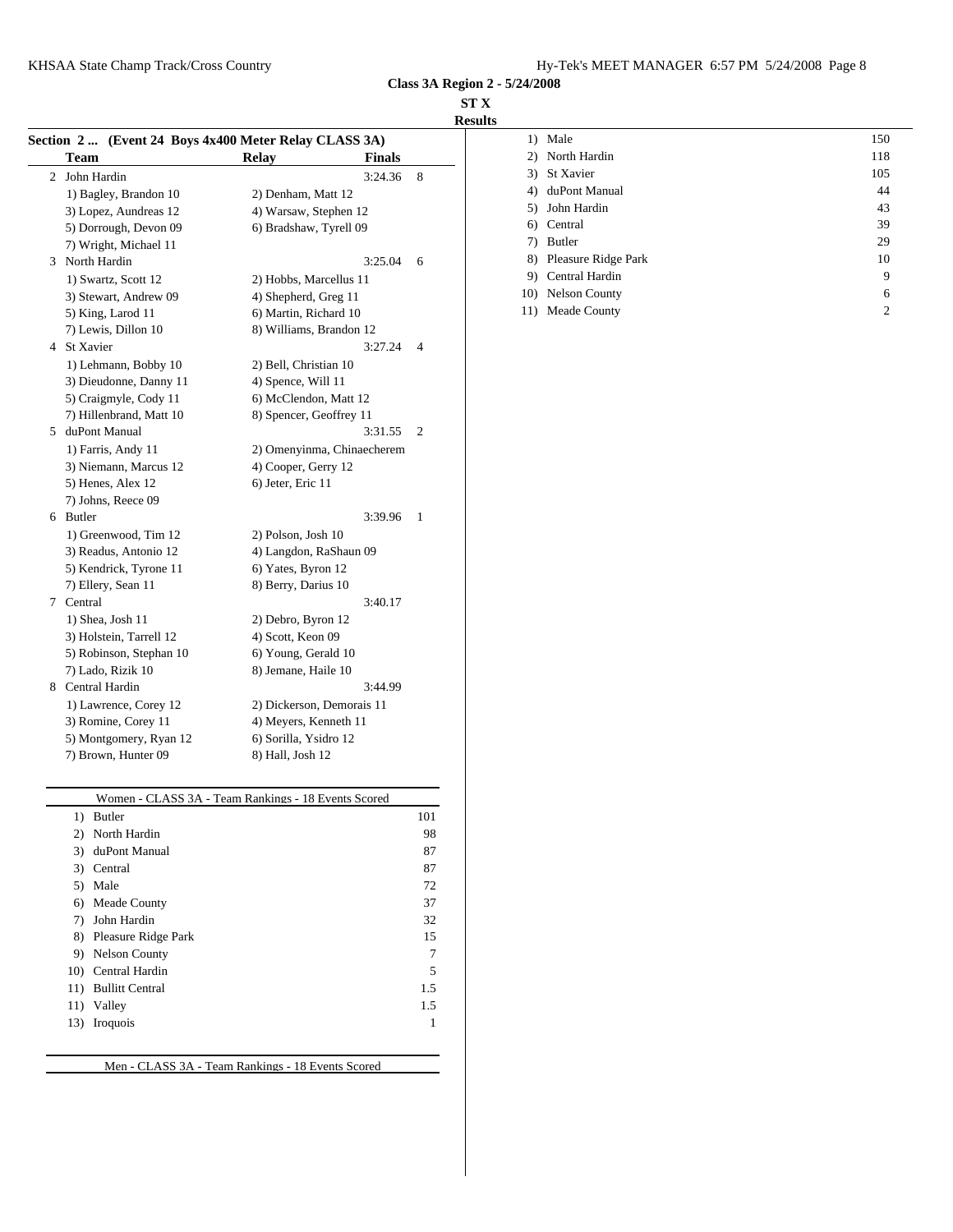## Class 3A Region 2 - 5/24/2008

### ST X

### Results

**Section 2 ... (Event 24 Boys 4x400 Meter Relay CLASS 3A)**

| Team | Relay | Finals | |
|---|---|---|---|
| 2 John Hardin | | 3:24.36 | 8 |
| 1) Bagley, Brandon 10 | 2) Denham, Matt 12 | | |
| 3) Lopez, Aundreas 12 | 4) Warsaw, Stephen 12 | | |
| 5) Dorrough, Devon 09 | 6) Bradshaw, Tyrell 09 | | |
| 7) Wright, Michael 11 | | | |
| 3 North Hardin | | 3:25.04 | 6 |
| 1) Swartz, Scott 12 | 2) Hobbs, Marcellus 11 | | |
| 3) Stewart, Andrew 09 | 4) Shepherd, Greg 11 | | |
| 5) King, Larod 11 | 6) Martin, Richard 10 | | |
| 7) Lewis, Dillon 10 | 8) Williams, Brandon 12 | | |
| 4 St Xavier | | 3:27.24 | 4 |
| 1) Lehmann, Bobby 10 | 2) Bell, Christian 10 | | |
| 3) Dieudonne, Danny 11 | 4) Spence, Will 11 | | |
| 5) Craigmyle, Cody 11 | 6) McClendon, Matt 12 | | |
| 7) Hillenbrand, Matt 10 | 8) Spencer, Geoffrey 11 | | |
| 5 duPont Manual | | 3:31.55 | 2 |
| 1) Farris, Andy 11 | 2) Omenyinma, Chinaecherem | | |
| 3) Niemann, Marcus 12 | 4) Cooper, Gerry 12 | | |
| 5) Henes, Alex 12 | 6) Jeter, Eric 11 | | |
| 7) Johns, Reece 09 | | | |
| 6 Butler | | 3:39.96 | 1 |
| 1) Greenwood, Tim 12 | 2) Polson, Josh 10 | | |
| 3) Readus, Antonio 12 | 4) Langdon, RaShaun 09 | | |
| 5) Kendrick, Tyrone 11 | 6) Yates, Byron 12 | | |
| 7) Ellery, Sean 11 | 8) Berry, Darius 10 | | |
| 7 Central | | 3:40.17 | |
| 1) Shea, Josh 11 | 2) Debro, Byron 12 | | |
| 3) Holstein, Tarrell 12 | 4) Scott, Keon 09 | | |
| 5) Robinson, Stephan 10 | 6) Young, Gerald 10 | | |
| 7) Lado, Rizik 10 | 8) Jemane, Haile 10 | | |
| 8 Central Hardin | | 3:44.99 | |
| 1) Lawrence, Corey 12 | 2) Dickerson, Demorais 11 | | |
| 3) Romine, Corey 11 | 4) Meyers, Kenneth 11 | | |
| 5) Montgomery, Ryan 12 | 6) Sorilla, Ysidro 12 | | |
| 7) Brown, Hunter 09 | 8) Hall, Josh 12 | | |

**Women - CLASS 3A - Team Rankings - 18 Events Scored**

| | | |
|---|---|---|
| 1) | Butler | 101 |
| 2) | North Hardin | 98 |
| 3) | duPont Manual | 87 |
| 3) | Central | 87 |
| 5) | Male | 72 |
| 6) | Meade County | 37 |
| 7) | John Hardin | 32 |
| 8) | Pleasure Ridge Park | 15 |
| 9) | Nelson County | 7 |
| 10) | Central Hardin | 5 |
| 11) | Bullitt Central | 1.5 |
| 11) | Valley | 1.5 |
| 13) | Iroquois | 1 |

**Men - CLASS 3A - Team Rankings - 18 Events Scored**

| | | |
|---|---|---|
| 1) | Male | 150 |
| 2) | North Hardin | 118 |
| 3) | St Xavier | 105 |
| 4) | duPont Manual | 44 |
| 5) | John Hardin | 43 |
| 6) | Central | 39 |
| 7) | Butler | 29 |
| 8) | Pleasure Ridge Park | 10 |
| 9) | Central Hardin | 9 |
| 10) | Nelson County | 6 |
| 11) | Meade County | 2 |